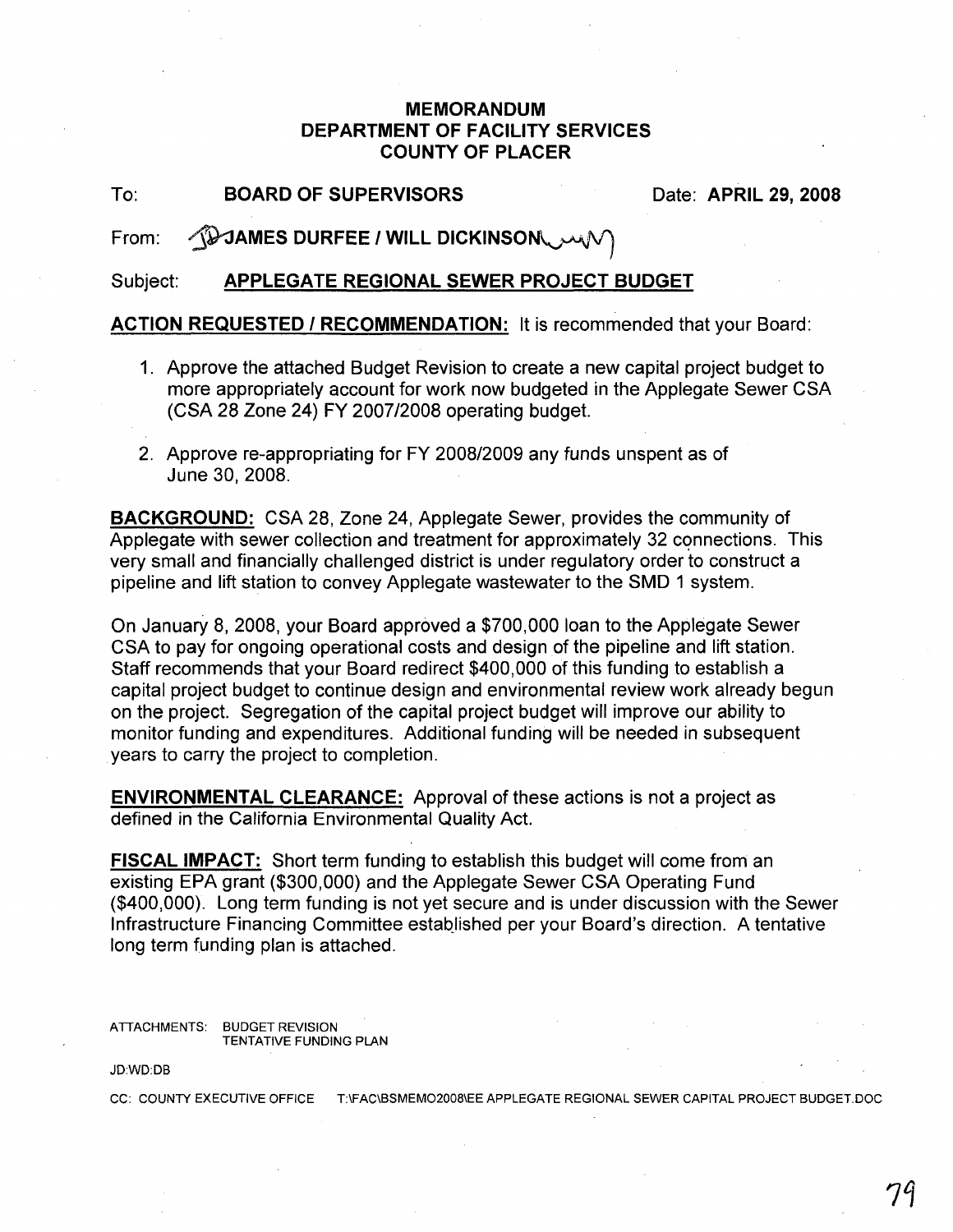# MEMORANDUM
# DEPARTMENT OF FACILITY SERVICES
# COUNTY OF PLACER

To: **BOARD OF SUPERVISORS** Date: **APRIL 29, 2008**

From: **JAMES DURFEE / WILL DICKINSON**

Subject: **APPLEGATE REGIONAL SEWER PROJECT BUDGET**

**ACTION REQUESTED / RECOMMENDATION:** It is recommended that your Board:

1. Approve the attached Budget Revision to create a new capital project budget to more appropriately account for work now budgeted in the Applegate Sewer CSA (CSA 28 Zone 24) FY 2007/2008 operating budget.

2. Approve re-appropriating for FY 2008/2009 any funds unspent as of June 30, 2008.

**BACKGROUND:** CSA 28, Zone 24, Applegate Sewer, provides the community of Applegate with sewer collection and treatment for approximately 32 connections. This very small and financially challenged district is under regulatory order to construct a pipeline and lift station to convey Applegate wastewater to the SMD 1 system.

On January 8, 2008, your Board approved a $700,000 loan to the Applegate Sewer CSA to pay for ongoing operational costs and design of the pipeline and lift station. Staff recommends that your Board redirect $400,000 of this funding to establish a capital project budget to continue design and environmental review work already begun on the project. Segregation of the capital project budget will improve our ability to monitor funding and expenditures. Additional funding will be needed in subsequent years to carry the project to completion.

**ENVIRONMENTAL CLEARANCE:** Approval of these actions is not a project as defined in the California Environmental Quality Act.

**FISCAL IMPACT:** Short term funding to establish this budget will come from an existing EPA grant ($300,000) and the Applegate Sewer CSA Operating Fund ($400,000). Long term funding is not yet secure and is under discussion with the Sewer Infrastructure Financing Committee established per your Board's direction. A tentative long term funding plan is attached.

ATTACHMENTS: BUDGET REVISION
TENTATIVE FUNDING PLAN

JD:WD:DB

CC: COUNTY EXECUTIVE OFFICE T:\FAC\BSMEMO2008\EE APPLEGATE REGIONAL SEWER CAPITAL PROJECT BUDGET.DOC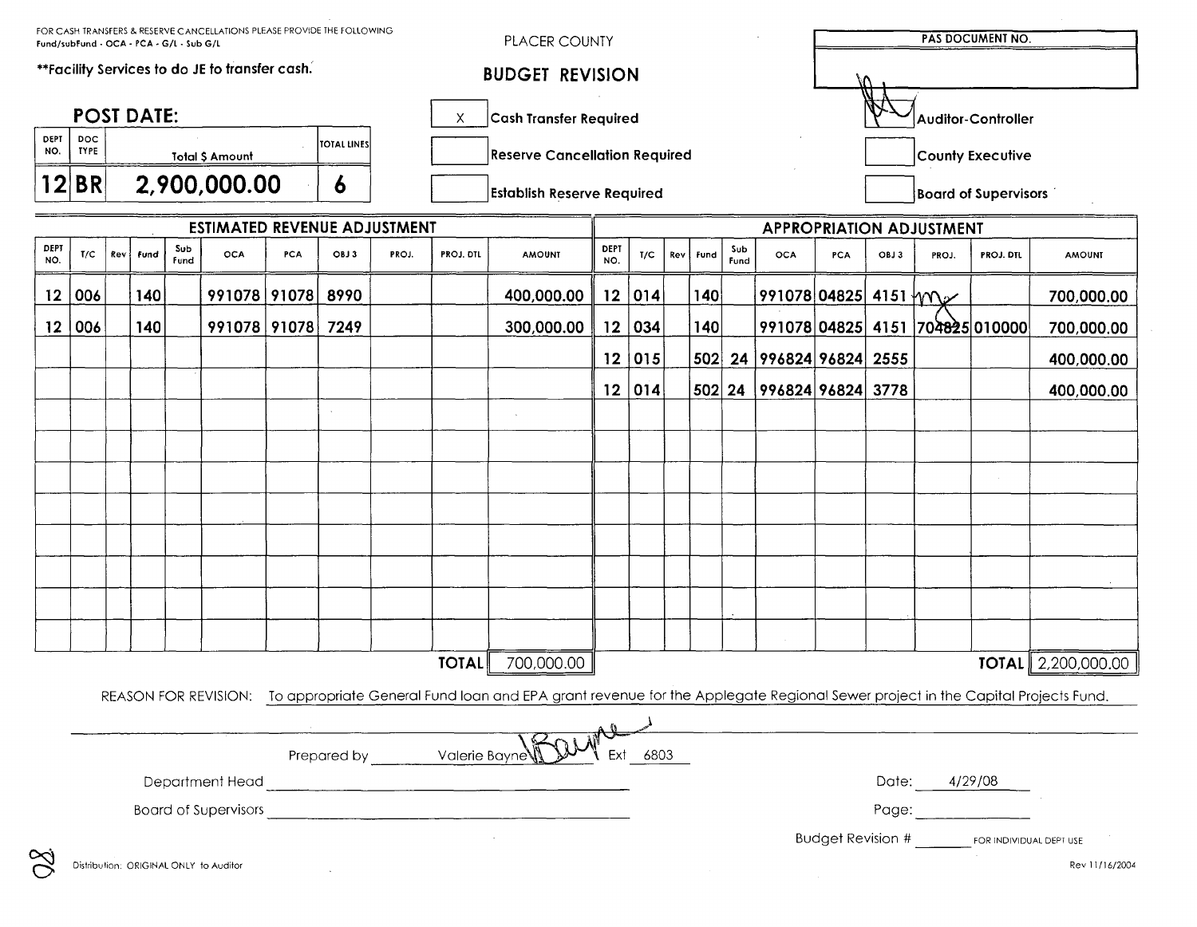FOR CASH TRANSFERS & RESERVE CANCELLATIONS PLEASE PROVIDE THE FOLLOWING
Fund/subFund - OCA - PCA - G/L - Sub G/L

**Facility Services to do JE to transfer cash.

PLACER COUNTY

## BUDGET REVISION

| PAS DOCUMENT NO. |
|---|
| |

### POST DATE:

| DEPT NO. | DOC TYPE | Total $ Amount | TOTAL LINES |
|---|---|---|---|
| 12 | BR | 2,900,000.00 | 6 |

- [X] Cash Transfer Required
- [ ] Reserve Cancellation Required
- [ ] Establish Reserve Required

- [X] Auditor-Controller
- [ ] County Executive
- [ ] Board of Supervisors

### ESTIMATED REVENUE ADJUSTMENT

| DEPT NO. | T/C | Rev | Fund | Sub Fund | OCA | PCA | OBJ 3 | PROJ. | PROJ. DTL | AMOUNT |
|---|---|---|---|---|---|---|---|---|---|---|
| 12 | 006 | | 140 | | 991078 | 91078 | 8990 | | | 400,000.00 |
| 12 | 006 | | 140 | | 991078 | 91078 | 7249 | | | 300,000.00 |
| | | | | | | | | | **TOTAL** | 700,000.00 |

### APPROPRIATION ADJUSTMENT

| DEPT NO. | T/C | Rev | Fund | Sub Fund | OCA | PCA | OBJ 3 | PROJ. | PROJ. DTL | AMOUNT |
|---|---|---|---|---|---|---|---|---|---|---|
| 12 | 014 | | 140 | | 991078 | 04825 | 4151 | | | 700,000.00 |
| 12 | 034 | | 140 | | 991078 | 04825 | 4151 | 704825 | 010000 | 700,000.00 |
| 12 | 015 | | 502 | 24 | 996824 | 96824 | 2555 | | | 400,000.00 |
| 12 | 014 | | 502 | 24 | 996824 | 96824 | 3778 | | | 400,000.00 |
| | | | | | | | | | **TOTAL** | 2,200,000.00 |

REASON FOR REVISION: To appropriate General Fund loan and EPA grant revenue for the Applegate Regional Sewer project in the Capital Projects Fund.

Prepared by Valerie Bayne Ext 6803

Department Head ______________________

Board of Supervisors ______________________

Date: 4/29/08

Page: ______

Budget Revision # ______ FOR INDIVIDUAL DEPT USE

Distribution: ORIGINAL ONLY to Auditor

Rev 11/16/2004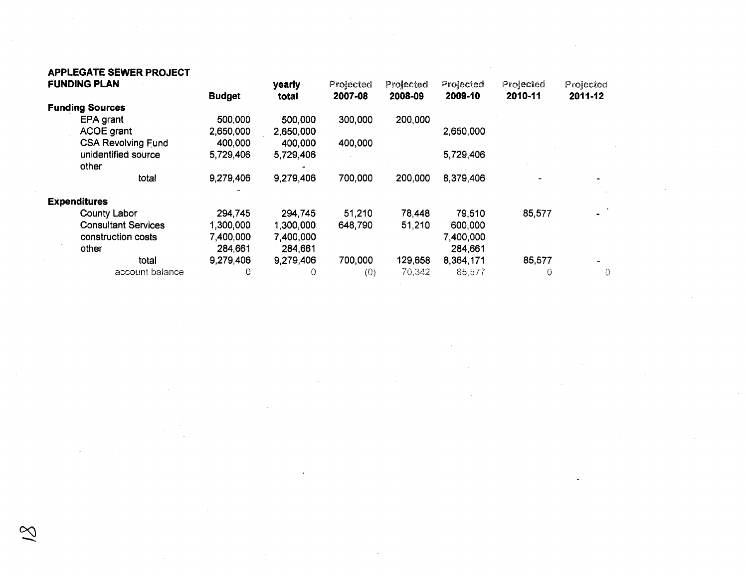## APPLEGATE SEWER PROJECT FUNDING PLAN

| | Budget | yearly total | Projected 2007-08 | Projected 2008-09 | Projected 2009-10 | Projected 2010-11 | Projected 2011-12 |
|---|---|---|---|---|---|---|---|
| **Funding Sources** | | | | | | | |
| EPA grant | 500,000 | 500,000 | 300,000 | 200,000 | | | |
| ACOE grant | 2,650,000 | 2,650,000 | | | 2,650,000 | | |
| CSA Revolving Fund | 400,000 | 400,000 | 400,000 | | | | |
| unidentified source | 5,729,406 | 5,729,406 | | | 5,729,406 | | |
| other | | - | | | | | |
| total | 9,279,406 | 9,279,406 | 700,000 | 200,000 | 8,379,406 | - | - |
| | - | | | | | | |
| **Expenditures** | | | | | | | |
| County Labor | 294,745 | 294,745 | 51,210 | 78,448 | 79,510 | 85,577 | - |
| Consultant Services | 1,300,000 | 1,300,000 | 648,790 | 51,210 | 600,000 | | |
| construction costs | 7,400,000 | 7,400,000 | | | 7,400,000 | | |
| other | 284,661 | 284,661 | | | 284,661 | | |
| total | 9,279,406 | 9,279,406 | 700,000 | 129,658 | 8,364,171 | 85,577 | - |
| account balance | 0 | 0 | (0) | 70,342 | 85,577 | 0 | 0 |